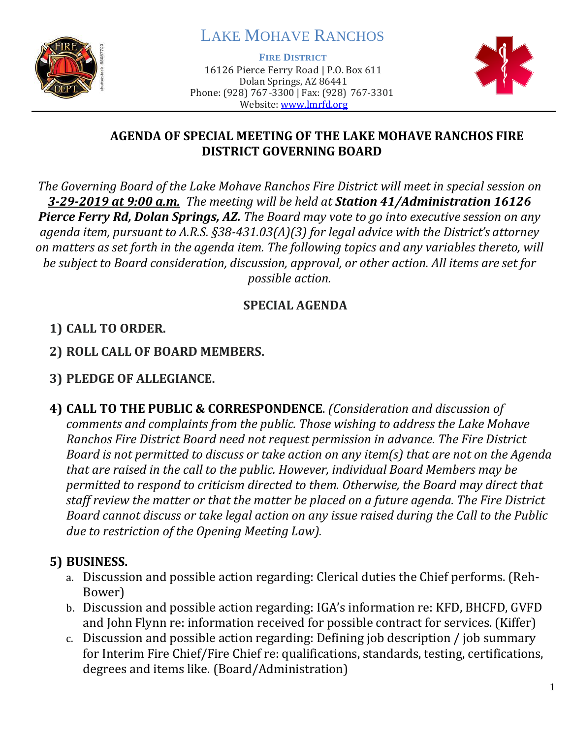# LAKE MOHAVE RANCHOS

**FIRE DISTRICT**
16126 Pierce Ferry Road | P.O. Box 611
Dolan Springs, AZ 86441
Phone: (928) 767-3300 | Fax: (928) 767-3301
Website: www.lmrfd.org

## AGENDA OF SPECIAL MEETING OF THE LAKE MOHAVE RANCHOS FIRE DISTRICT GOVERNING BOARD

*The Governing Board of the Lake Mohave Ranchos Fire District will meet in special session on **3-29-2019 at 9:00 a.m.** The meeting will be held at **Station 41/Administration 16126 Pierce Ferry Rd, Dolan Springs, AZ.** The Board may vote to go into executive session on any agenda item, pursuant to A.R.S. §38-431.03(A)(3) for legal advice with the District's attorney on matters as set forth in the agenda item. The following topics and any variables thereto, will be subject to Board consideration, discussion, approval, or other action. All items are set for possible action.*

### SPECIAL AGENDA

1) **CALL TO ORDER.**

2) **ROLL CALL OF BOARD MEMBERS.**

3) **PLEDGE OF ALLEGIANCE.**

4) **CALL TO THE PUBLIC & CORRESPONDENCE**. *(Consideration and discussion of comments and complaints from the public. Those wishing to address the Lake Mohave Ranchos Fire District Board need not request permission in advance. The Fire District Board is not permitted to discuss or take action on any item(s) that are not on the Agenda that are raised in the call to the public. However, individual Board Members may be permitted to respond to criticism directed to them. Otherwise, the Board may direct that staff review the matter or that the matter be placed on a future agenda. The Fire District Board cannot discuss or take legal action on any issue raised during the Call to the Public due to restriction of the Opening Meeting Law).*

5) **BUSINESS.**
   a. Discussion and possible action regarding: Clerical duties the Chief performs. (Reh-Bower)
   b. Discussion and possible action regarding: IGA's information re: KFD, BHCFD, GVFD and John Flynn re: information received for possible contract for services. (Kiffer)
   c. Discussion and possible action regarding: Defining job description / job summary for Interim Fire Chief/Fire Chief re: qualifications, standards, testing, certifications, degrees and items like. (Board/Administration)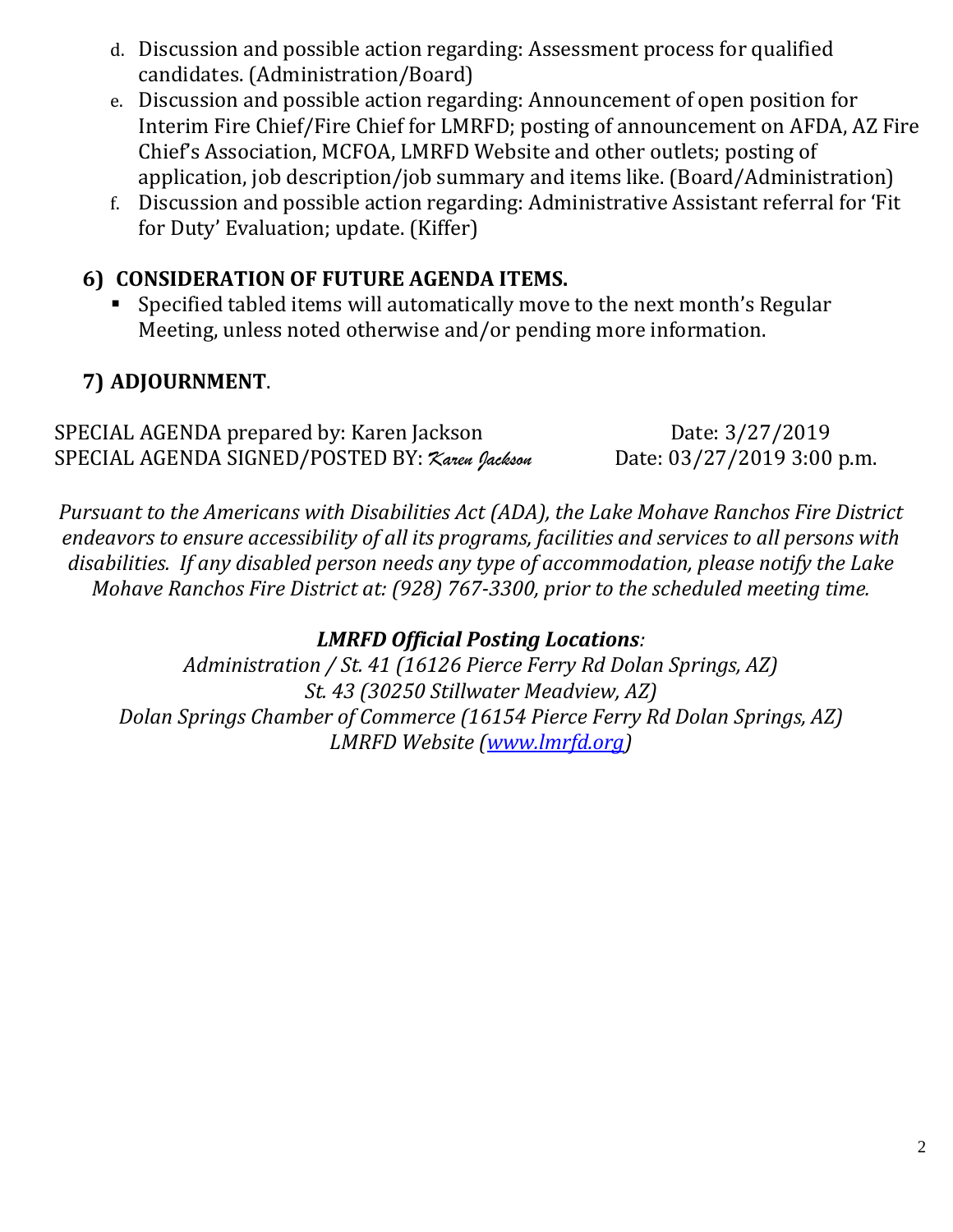d. Discussion and possible action regarding: Assessment process for qualified candidates. (Administration/Board)
e. Discussion and possible action regarding: Announcement of open position for Interim Fire Chief/Fire Chief for LMRFD; posting of announcement on AFDA, AZ Fire Chief's Association, MCFOA, LMRFD Website and other outlets; posting of application, job description/job summary and items like. (Board/Administration)
f. Discussion and possible action regarding: Administrative Assistant referral for 'Fit for Duty' Evaluation; update. (Kiffer)

## 6) CONSIDERATION OF FUTURE AGENDA ITEMS.

- Specified tabled items will automatically move to the next month's Regular Meeting, unless noted otherwise and/or pending more information.

## 7) ADJOURNMENT.

SPECIAL AGENDA prepared by: Karen Jackson Date: 3/27/2019
SPECIAL AGENDA SIGNED/POSTED BY: *Karen Jackson* Date: 03/27/2019 3:00 p.m.

*Pursuant to the Americans with Disabilities Act (ADA), the Lake Mohave Ranchos Fire District endeavors to ensure accessibility of all its programs, facilities and services to all persons with disabilities. If any disabled person needs any type of accommodation, please notify the Lake Mohave Ranchos Fire District at: (928) 767-3300, prior to the scheduled meeting time.*

***LMRFD Official Posting Locations:***

*Administration / St. 41 (16126 Pierce Ferry Rd Dolan Springs, AZ)*
*St. 43 (30250 Stillwater Meadview, AZ)*
*Dolan Springs Chamber of Commerce (16154 Pierce Ferry Rd Dolan Springs, AZ)*
*LMRFD Website (www.lmrfd.org)*